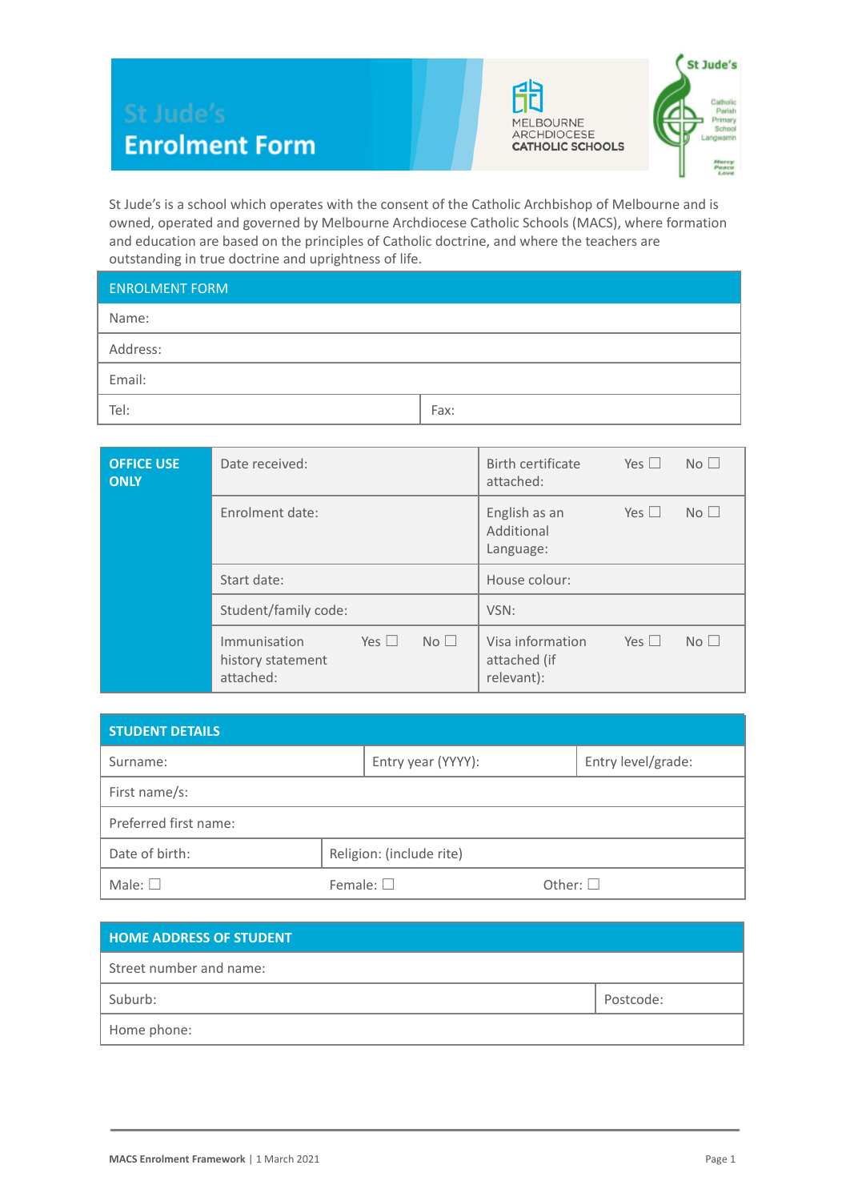# St Jude's Enrolment Form

MELBOURNE ARCHDIOCESE CATHOLIC SCHOOLS

St Jude's Catholic Parish Primary School Langwarrin

St Jude's is a school which operates with the consent of the Catholic Archbishop of Melbourne and is owned, operated and governed by Melbourne Archdiocese Catholic Schools (MACS), where formation and education are based on the principles of Catholic doctrine, and where the teachers are outstanding in true doctrine and uprightness of life.

| ENROLMENT FORM | |
|---|---|
| Name: | |
| Address: | |
| Email: | |
| Tel: | Fax: |

| OFFICE USE ONLY | | |
|---|---|---|
| | Date received: | Birth certificate attached: Yes ☐ No ☐ |
| | Enrolment date: | English as an Additional Language: Yes ☐ No ☐ |
| | Start date: | House colour: |
| | Student/family code: | VSN: |
| | Immunisation history statement attached: Yes ☐ No ☐ | Visa information attached (if relevant): Yes ☐ No ☐ |

| STUDENT DETAILS | | |
|---|---|---|
| Surname: | Entry year (YYYY): | Entry level/grade: |
| First name/s: | | |
| Preferred first name: | | |
| Date of birth: | Religion: (include rite) | |
| Male: ☐ | Female: ☐ | Other: ☐ |

| HOME ADDRESS OF STUDENT | |
|---|---|
| Street number and name: | |
| Suburb: | Postcode: |
| Home phone: | |

**MACS Enrolment Framework** | 1 March 2021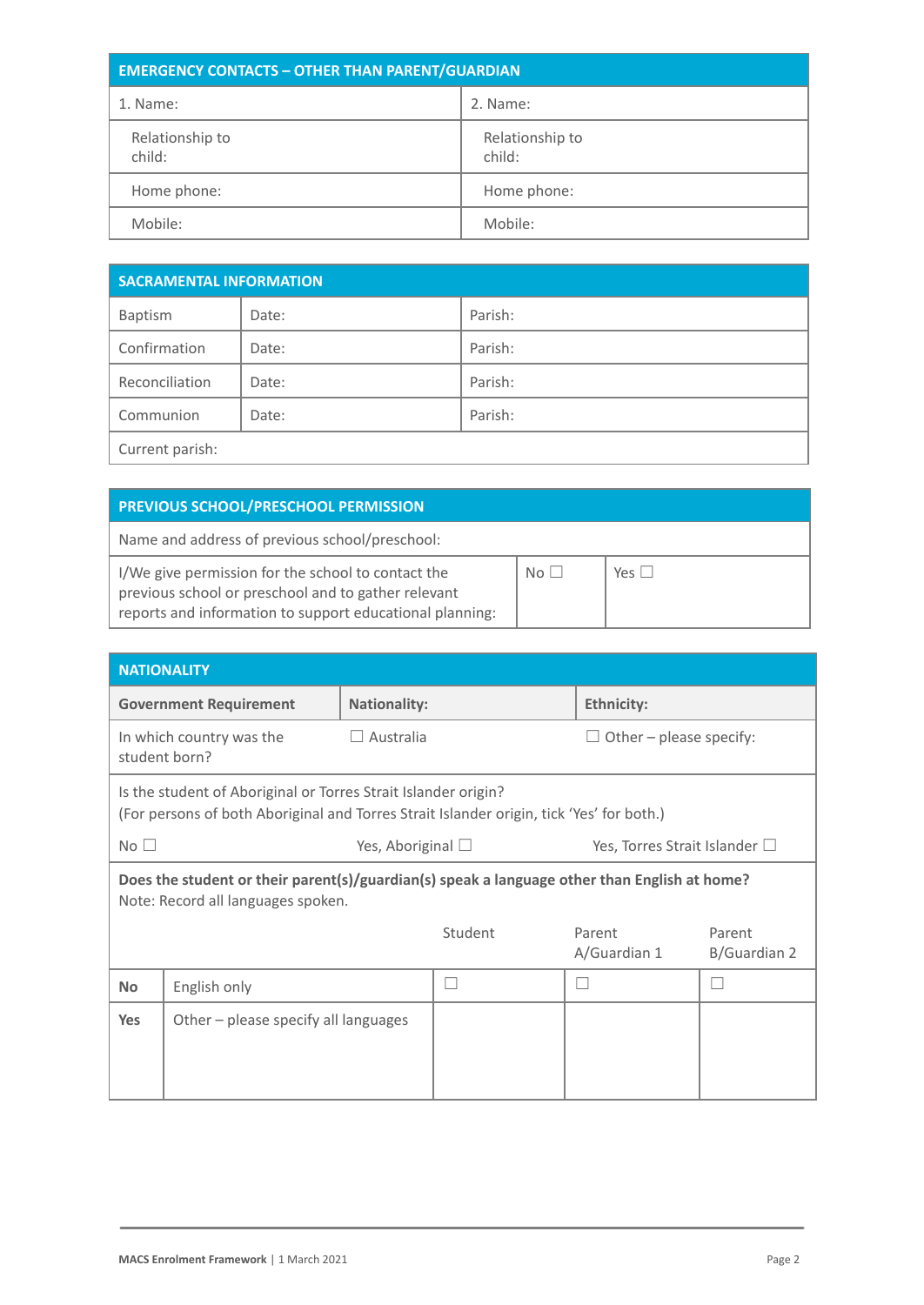| EMERGENCY CONTACTS – OTHER THAN PARENT/GUARDIAN | |
|---|---|
| 1. Name: | 2. Name: |
| Relationship to child: | Relationship to child: |
| Home phone: | Home phone: |
| Mobile: | Mobile: |

| SACRAMENTAL INFORMATION | | |
|---|---|---|
| Baptism | Date: | Parish: |
| Confirmation | Date: | Parish: |
| Reconciliation | Date: | Parish: |
| Communion | Date: | Parish: |
| Current parish: | | |

| PREVIOUS SCHOOL/PRESCHOOL PERMISSION | | |
|---|---|---|
| Name and address of previous school/preschool: | | |
| I/We give permission for the school to contact the previous school or preschool and to gather relevant reports and information to support educational planning: | No ☐ | Yes ☐ |

| NATIONALITY | | |
|---|---|---|
| **Government Requirement** | **Nationality:** | **Ethnicity:** |
| In which country was the student born? | ☐ Australia | ☐ Other – please specify: |
| Is the student of Aboriginal or Torres Strait Islander origin? (For persons of both Aboriginal and Torres Strait Islander origin, tick 'Yes' for both.) | | |
| No ☐ | Yes, Aboriginal ☐ | Yes, Torres Strait Islander ☐ |

**Does the student or their parent(s)/guardian(s) speak a language other than English at home?**
Note: Record all languages spoken.

| | | Student | Parent A/Guardian 1 | Parent B/Guardian 2 |
|---|---|---|---|---|
| **No** | English only | ☐ | ☐ | ☐ |
| **Yes** | Other – please specify all languages | | | |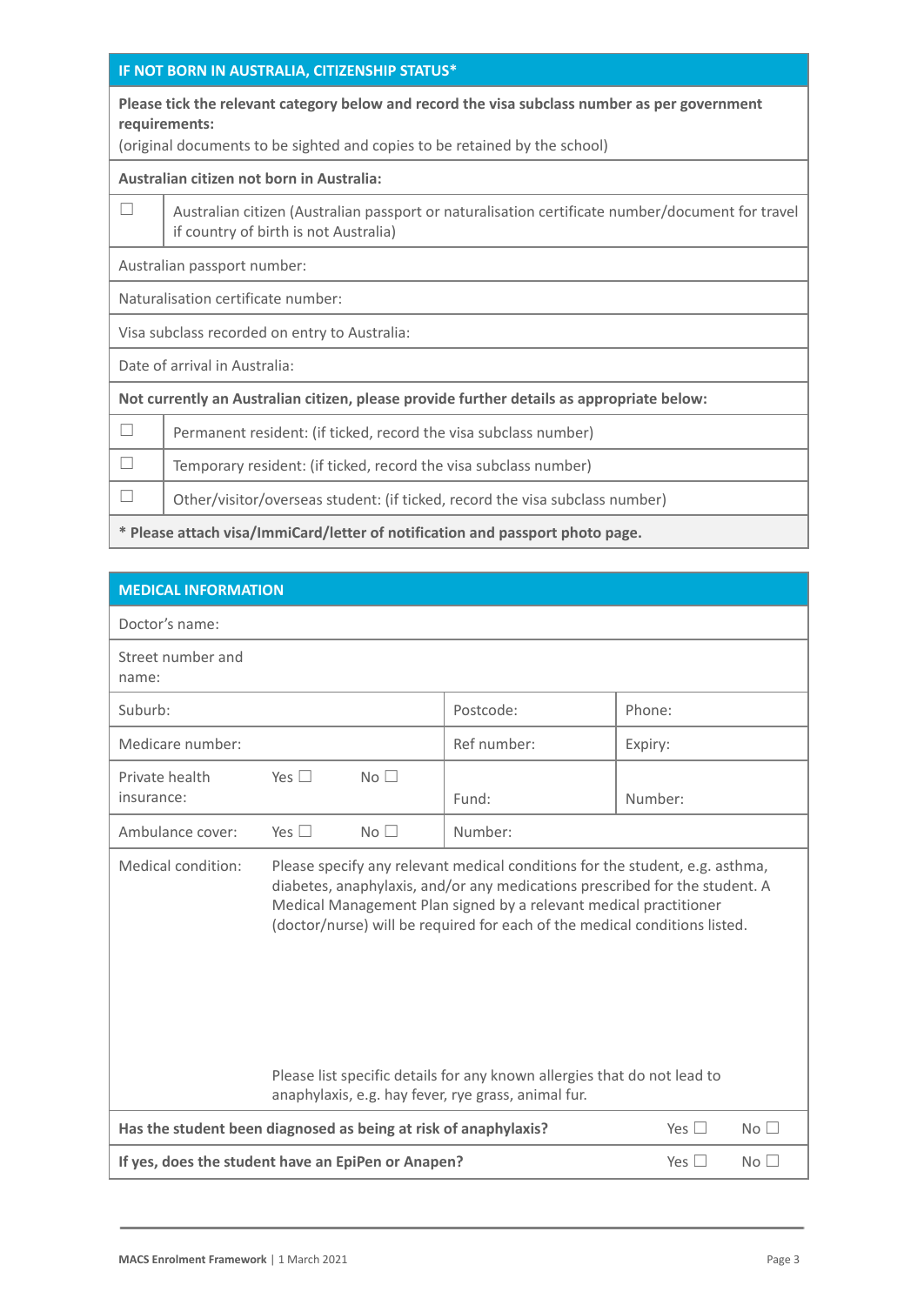| IF NOT BORN IN AUSTRALIA, CITIZENSHIP STATUS* | |
|---|---|
| **Please tick the relevant category below and record the visa subclass number as per government requirements:** (original documents to be sighted and copies to be retained by the school) | |
| **Australian citizen not born in Australia:** | |
| ☐ | Australian citizen (Australian passport or naturalisation certificate number/document for travel if country of birth is not Australia) |
| Australian passport number: | |
| Naturalisation certificate number: | |
| Visa subclass recorded on entry to Australia: | |
| Date of arrival in Australia: | |
| **Not currently an Australian citizen, please provide further details as appropriate below:** | |
| ☐ | Permanent resident: (if ticked, record the visa subclass number) |
| ☐ | Temporary resident: (if ticked, record the visa subclass number) |
| ☐ | Other/visitor/overseas student: (if ticked, record the visa subclass number) |
| **\* Please attach visa/ImmiCard/letter of notification and passport photo page.** | |

| MEDICAL INFORMATION | | | | | |
|---|---|---|---|---|---|
| Doctor's name: | | | | | |
| Street number and name: | | | | | |
| Suburb: | | | Postcode: | Phone: | |
| Medicare number: | | | Ref number: | Expiry: | |
| Private health insurance: | Yes ☐ | No ☐ | Fund: | Number: | |
| Ambulance cover: | Yes ☐ | No ☐ | Number: | | |
| Medical condition: | Please specify any relevant medical conditions for the student, e.g. asthma, diabetes, anaphylaxis, and/or any medications prescribed for the student. A Medical Management Plan signed by a relevant medical practitioner (doctor/nurse) will be required for each of the medical conditions listed.<br><br>Please list specific details for any known allergies that do not lead to anaphylaxis, e.g. hay fever, rye grass, animal fur. | | | | |
| **Has the student been diagnosed as being at risk of anaphylaxis?** | | | | Yes ☐ | No ☐ |
| **If yes, does the student have an EpiPen or Anapen?** | | | | Yes ☐ | No ☐ |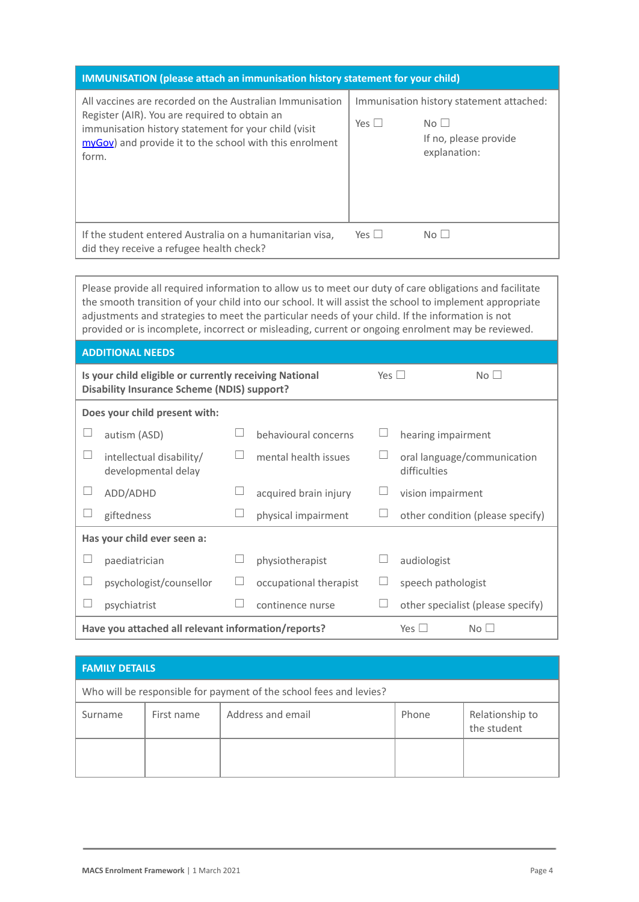| IMMUNISATION (please attach an immunisation history statement for your child) | | |
|---|---|---|
| All vaccines are recorded on the Australian Immunisation Register (AIR). You are required to obtain an immunisation history statement for your child (visit myGov) and provide it to the school with this enrolment form. | Immunisation history statement attached:<br><br>Yes ☐ | <br><br>No ☐<br>If no, please provide explanation: |
| If the student entered Australia on a humanitarian visa, did they receive a refugee health check? | Yes ☐ | No ☐ |

Please provide all required information to allow us to meet our duty of care obligations and facilitate the smooth transition of your child into our school. It will assist the school to implement appropriate adjustments and strategies to meet the particular needs of your child. If the information is not provided or is incomplete, incorrect or misleading, current or ongoing enrolment may be reviewed.

| ADDITIONAL NEEDS | | |
|---|---|---|
| **Is your child eligible or currently receiving National Disability Insurance Scheme (NDIS) support?** | Yes ☐ | No ☐ |
| **Does your child present with:** | | |
| ☐ autism (ASD) | ☐ behavioural concerns | ☐ hearing impairment |
| ☐ intellectual disability/ developmental delay | ☐ mental health issues | ☐ oral language/communication difficulties |
| ☐ ADD/ADHD | ☐ acquired brain injury | ☐ vision impairment |
| ☐ giftedness | ☐ physical impairment | ☐ other condition (please specify) |
| **Has your child ever seen a:** | | |
| ☐ paediatrician | ☐ physiotherapist | ☐ audiologist |
| ☐ psychologist/counsellor | ☐ occupational therapist | ☐ speech pathologist |
| ☐ psychiatrist | ☐ continence nurse | ☐ other specialist (please specify) |
| **Have you attached all relevant information/reports?** | Yes ☐ | No ☐ |

| FAMILY DETAILS | | | | |
|---|---|---|---|---|
| Who will be responsible for payment of the school fees and levies? | | | | |
| Surname | First name | Address and email | Phone | Relationship to the student |
| | | | | |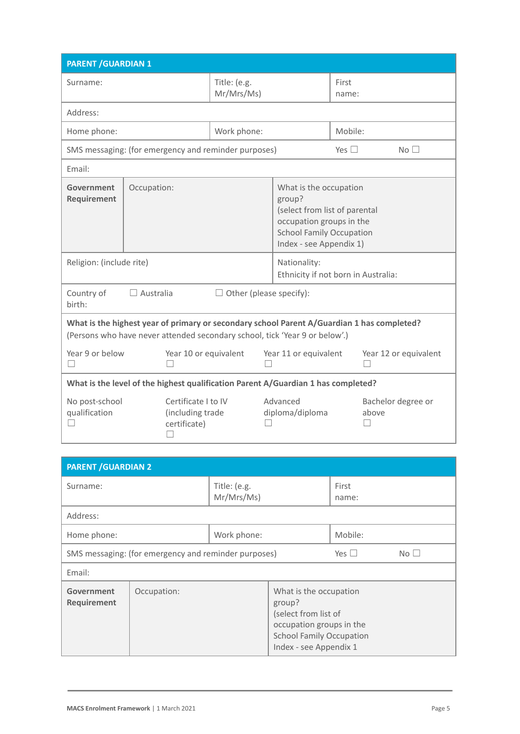| PARENT /GUARDIAN 1 | | | |
|---|---|---|---|
| Surname: | Title: (e.g. Mr/Mrs/Ms) | First name: | |
| Address: | | | |
| Home phone: | Work phone: | Mobile: | |
| SMS messaging: (for emergency and reminder purposes) | | Yes ☐ | No ☐ |
| Email: | | | |
| **Government Requirement** | Occupation: | What is the occupation group? (select from list of parental occupation groups in the School Family Occupation Index - see Appendix 1) | |
| Religion: (include rite) | | Nationality: Ethnicity if not born in Australia: | |
| Country of birth: | ☐ Australia | ☐ Other (please specify): | |
| **What is the highest year of primary or secondary school Parent A/Guardian 1 has completed?** (Persons who have never attended secondary school, tick 'Year 9 or below'.) | | | |
| Year 9 or below ☐ | Year 10 or equivalent ☐ | Year 11 or equivalent ☐ | Year 12 or equivalent ☐ |
| **What is the level of the highest qualification Parent A/Guardian 1 has completed?** | | | |
| No post-school qualification ☐ | Certificate I to IV (including trade certificate) ☐ | Advanced diploma/diploma ☐ | Bachelor degree or above ☐ |

| PARENT /GUARDIAN 2 | | | |
|---|---|---|---|
| Surname: | Title: (e.g. Mr/Mrs/Ms) | First name: | |
| Address: | | | |
| Home phone: | Work phone: | Mobile: | |
| SMS messaging: (for emergency and reminder purposes) | | Yes ☐ | No ☐ |
| Email: | | | |
| **Government Requirement** | Occupation: | What is the occupation group? (select from list of occupation groups in the School Family Occupation Index - see Appendix 1 | |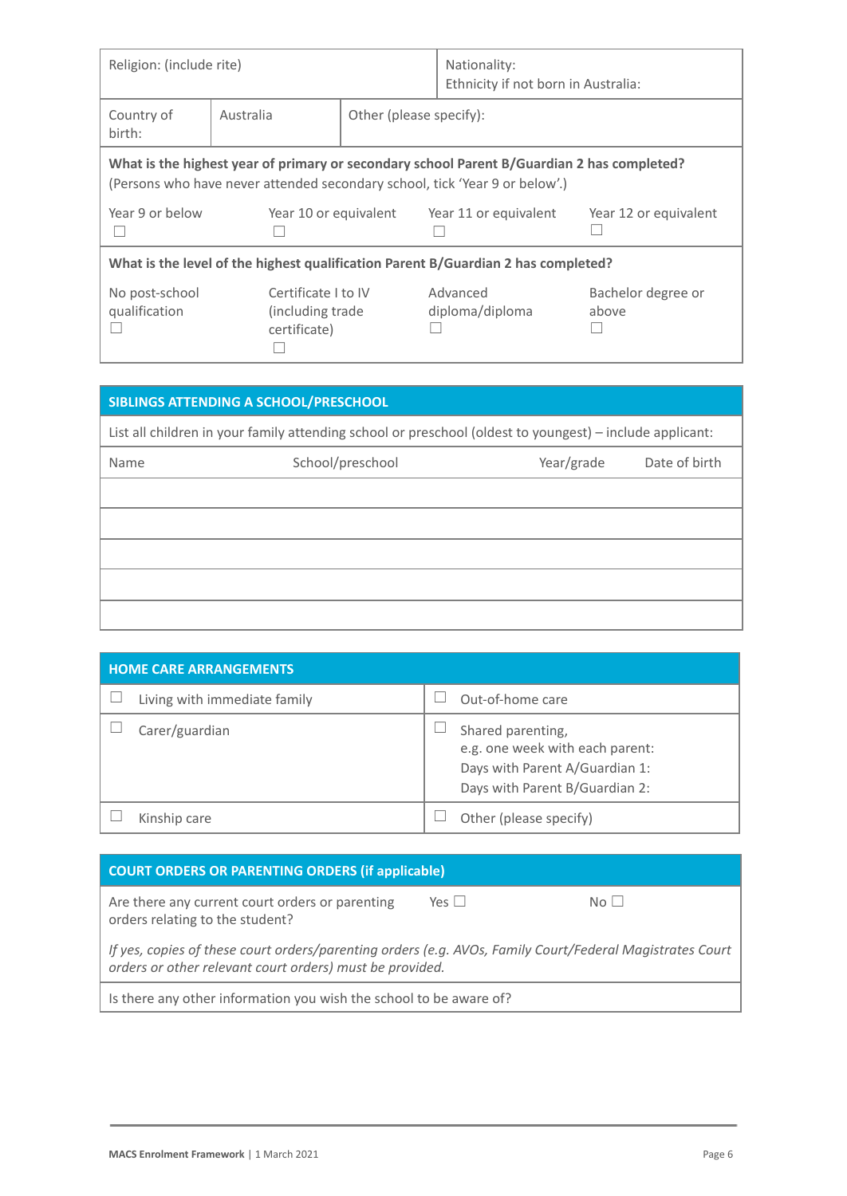| Religion: (include rite) | | Nationality:<br>Ethnicity if not born in Australia: |
|---|---|---|
| Country of birth: | Australia | Other (please specify): |

**What is the highest year of primary or secondary school Parent B/Guardian 2 has completed?**
(Persons who have never attended secondary school, tick 'Year 9 or below'.)

| Year 9 or below ☐ | Year 10 or equivalent ☐ | Year 11 or equivalent ☐ | Year 12 or equivalent ☐ |
|---|---|---|---|

**What is the level of the highest qualification Parent B/Guardian 2 has completed?**

| No post-school qualification ☐ | Certificate I to IV (including trade certificate) ☐ | Advanced diploma/diploma ☐ | Bachelor degree or above ☐ |
|---|---|---|---|

## SIBLINGS ATTENDING A SCHOOL/PRESCHOOL

List all children in your family attending school or preschool (oldest to youngest) – include applicant:

| Name | School/preschool | Year/grade | Date of birth |
|---|---|---|---|
| | | | |
| | | | |
| | | | |
| | | | |
| | | | |

## HOME CARE ARRANGEMENTS

| | |
|---|---|
| ☐ Living with immediate family | ☐ Out-of-home care |
| ☐ Carer/guardian | ☐ Shared parenting,<br>e.g. one week with each parent:<br>Days with Parent A/Guardian 1:<br>Days with Parent B/Guardian 2: |
| ☐ Kinship care | ☐ Other (please specify) |

## COURT ORDERS OR PARENTING ORDERS (if applicable)

| Are there any current court orders or parenting orders relating to the student? | Yes ☐ | No ☐ |
|---|---|---|

*If yes, copies of these court orders/parenting orders (e.g. AVOs, Family Court/Federal Magistrates Court orders or other relevant court orders) must be provided.*

Is there any other information you wish the school to be aware of?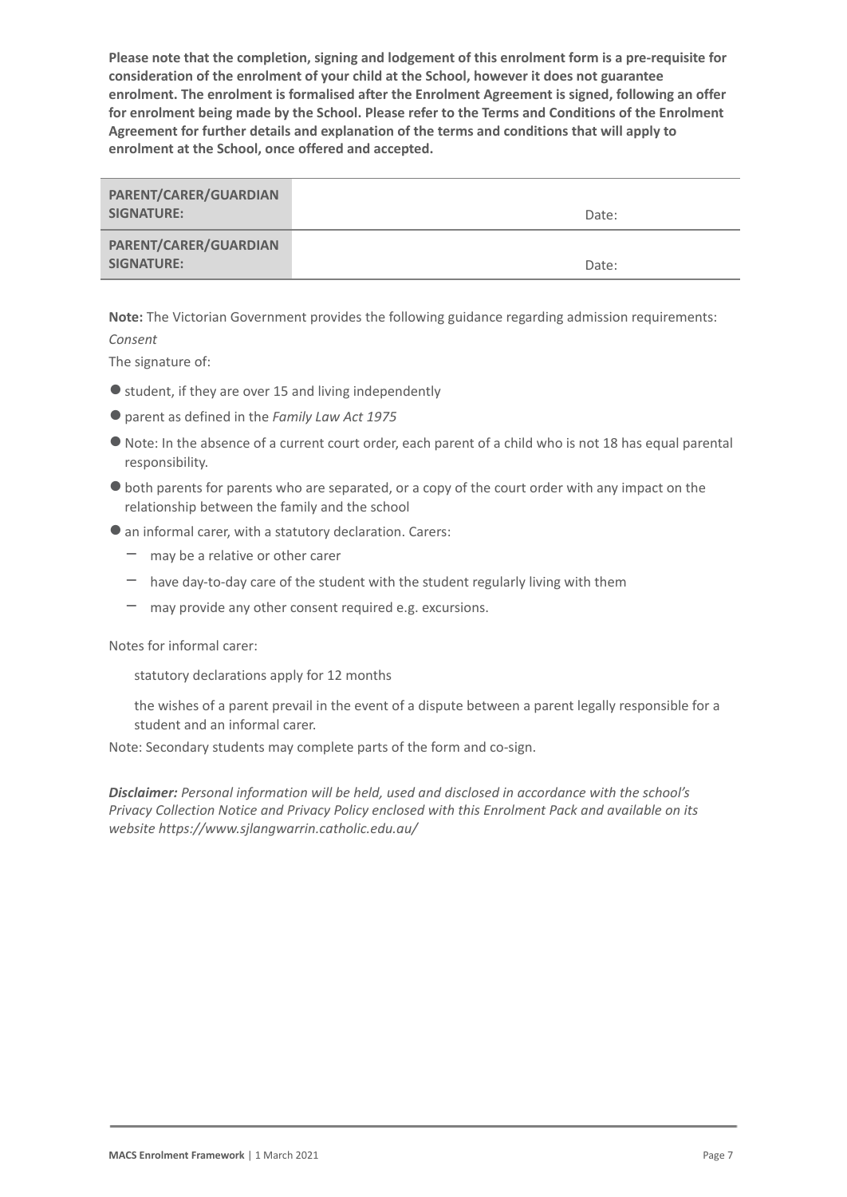**Please note that the completion, signing and lodgement of this enrolment form is a pre-requisite for consideration of the enrolment of your child at the School, however it does not guarantee enrolment. The enrolment is formalised after the Enrolment Agreement is signed, following an offer for enrolment being made by the School. Please refer to the Terms and Conditions of the Enrolment Agreement for further details and explanation of the terms and conditions that will apply to enrolment at the School, once offered and accepted.**

| | |
|---|---|
| **PARENT/CARER/GUARDIAN SIGNATURE:** | Date: |
| **PARENT/CARER/GUARDIAN SIGNATURE:** | Date: |

**Note:** The Victorian Government provides the following guidance regarding admission requirements:

*Consent*

The signature of:

- student, if they are over 15 and living independently
- parent as defined in the *Family Law Act 1975*
- Note: In the absence of a current court order, each parent of a child who is not 18 has equal parental responsibility.
- both parents for parents who are separated, or a copy of the court order with any impact on the relationship between the family and the school
- an informal carer, with a statutory declaration. Carers:
  - may be a relative or other carer
  - have day-to-day care of the student with the student regularly living with them
  - may provide any other consent required e.g. excursions.

Notes for informal carer:

statutory declarations apply for 12 months

the wishes of a parent prevail in the event of a dispute between a parent legally responsible for a student and an informal carer.

Note: Secondary students may complete parts of the form and co-sign.

***Disclaimer:*** *Personal information will be held, used and disclosed in accordance with the school's Privacy Collection Notice and Privacy Policy enclosed with this Enrolment Pack and available on its website https://www.sjlangwarrin.catholic.edu.au/*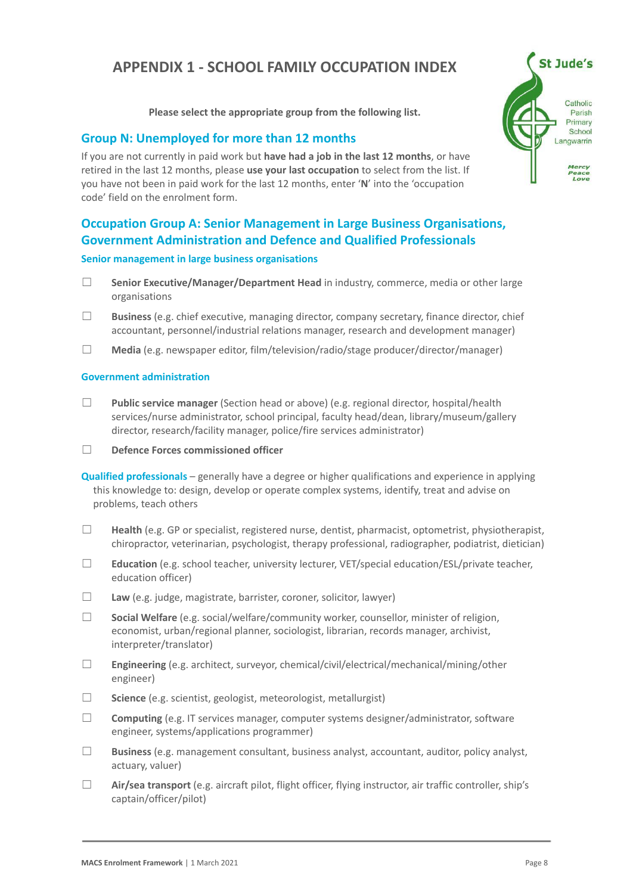# APPENDIX 1 - SCHOOL FAMILY OCCUPATION INDEX

**Please select the appropriate group from the following list.**

## Group N: Unemployed for more than 12 months

If you are not currently in paid work but **have had a job in the last 12 months**, or have retired in the last 12 months, please **use your last occupation** to select from the list. If you have not been in paid work for the last 12 months, enter '**N**' into the 'occupation code' field on the enrolment form.

## Occupation Group A: Senior Management in Large Business Organisations, Government Administration and Defence and Qualified Professionals

### Senior management in large business organisations

- ☐ **Senior Executive/Manager/Department Head** in industry, commerce, media or other large organisations
- ☐ **Business** (e.g. chief executive, managing director, company secretary, finance director, chief accountant, personnel/industrial relations manager, research and development manager)
- ☐ **Media** (e.g. newspaper editor, film/television/radio/stage producer/director/manager)

### Government administration

- ☐ **Public service manager** (Section head or above) (e.g. regional director, hospital/health services/nurse administrator, school principal, faculty head/dean, library/museum/gallery director, research/facility manager, police/fire services administrator)
- ☐ **Defence Forces commissioned officer**

**Qualified professionals** – generally have a degree or higher qualifications and experience in applying this knowledge to: design, develop or operate complex systems, identify, treat and advise on problems, teach others

- ☐ **Health** (e.g. GP or specialist, registered nurse, dentist, pharmacist, optometrist, physiotherapist, chiropractor, veterinarian, psychologist, therapy professional, radiographer, podiatrist, dietician)
- ☐ **Education** (e.g. school teacher, university lecturer, VET/special education/ESL/private teacher, education officer)
- ☐ **Law** (e.g. judge, magistrate, barrister, coroner, solicitor, lawyer)
- ☐ **Social Welfare** (e.g. social/welfare/community worker, counsellor, minister of religion, economist, urban/regional planner, sociologist, librarian, records manager, archivist, interpreter/translator)
- ☐ **Engineering** (e.g. architect, surveyor, chemical/civil/electrical/mechanical/mining/other engineer)
- ☐ **Science** (e.g. scientist, geologist, meteorologist, metallurgist)
- ☐ **Computing** (e.g. IT services manager, computer systems designer/administrator, software engineer, systems/applications programmer)
- ☐ **Business** (e.g. management consultant, business analyst, accountant, auditor, policy analyst, actuary, valuer)
- ☐ **Air/sea transport** (e.g. aircraft pilot, flight officer, flying instructor, air traffic controller, ship's captain/officer/pilot)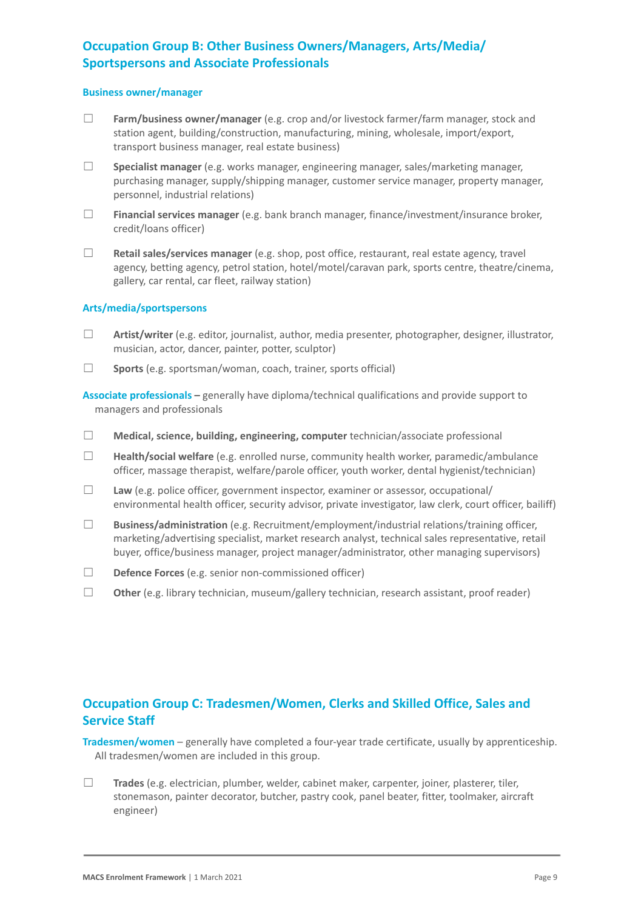## Occupation Group B: Other Business Owners/Managers, Arts/Media/ Sportspersons and Associate Professionals

### Business owner/manager

- ☐ **Farm/business owner/manager** (e.g. crop and/or livestock farmer/farm manager, stock and station agent, building/construction, manufacturing, mining, wholesale, import/export, transport business manager, real estate business)
- ☐ **Specialist manager** (e.g. works manager, engineering manager, sales/marketing manager, purchasing manager, supply/shipping manager, customer service manager, property manager, personnel, industrial relations)
- ☐ **Financial services manager** (e.g. bank branch manager, finance/investment/insurance broker, credit/loans officer)
- ☐ **Retail sales/services manager** (e.g. shop, post office, restaurant, real estate agency, travel agency, betting agency, petrol station, hotel/motel/caravan park, sports centre, theatre/cinema, gallery, car rental, car fleet, railway station)

### Arts/media/sportspersons

- ☐ **Artist/writer** (e.g. editor, journalist, author, media presenter, photographer, designer, illustrator, musician, actor, dancer, painter, potter, sculptor)
- ☐ **Sports** (e.g. sportsman/woman, coach, trainer, sports official)

**Associate professionals –** generally have diploma/technical qualifications and provide support to managers and professionals

- ☐ **Medical, science, building, engineering, computer** technician/associate professional
- ☐ **Health/social welfare** (e.g. enrolled nurse, community health worker, paramedic/ambulance officer, massage therapist, welfare/parole officer, youth worker, dental hygienist/technician)
- ☐ **Law** (e.g. police officer, government inspector, examiner or assessor, occupational/ environmental health officer, security advisor, private investigator, law clerk, court officer, bailiff)
- ☐ **Business/administration** (e.g. Recruitment/employment/industrial relations/training officer, marketing/advertising specialist, market research analyst, technical sales representative, retail buyer, office/business manager, project manager/administrator, other managing supervisors)
- ☐ **Defence Forces** (e.g. senior non-commissioned officer)
- ☐ **Other** (e.g. library technician, museum/gallery technician, research assistant, proof reader)

## Occupation Group C: Tradesmen/Women, Clerks and Skilled Office, Sales and Service Staff

**Tradesmen/women** – generally have completed a four-year trade certificate, usually by apprenticeship. All tradesmen/women are included in this group.

- ☐ **Trades** (e.g. electrician, plumber, welder, cabinet maker, carpenter, joiner, plasterer, tiler, stonemason, painter decorator, butcher, pastry cook, panel beater, fitter, toolmaker, aircraft engineer)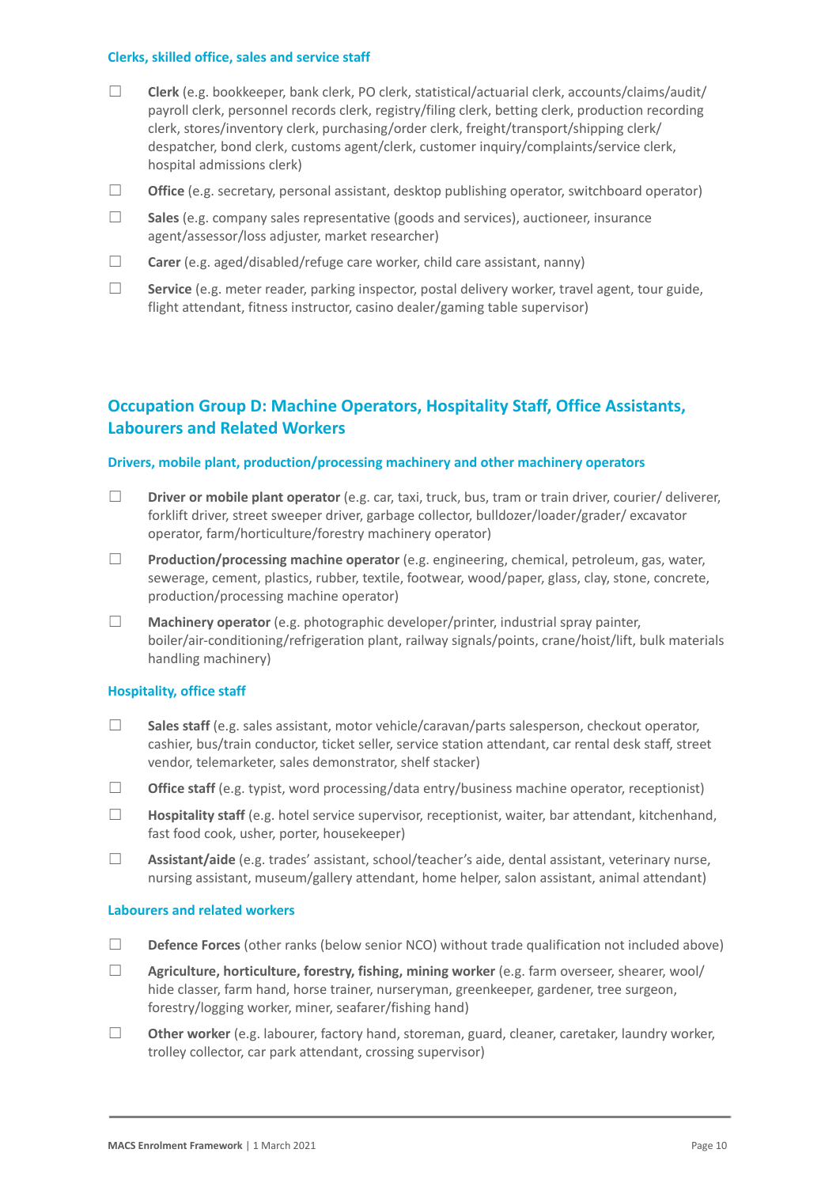#### Clerks, skilled office, sales and service staff

- ☐ **Clerk** (e.g. bookkeeper, bank clerk, PO clerk, statistical/actuarial clerk, accounts/claims/audit/ payroll clerk, personnel records clerk, registry/filing clerk, betting clerk, production recording clerk, stores/inventory clerk, purchasing/order clerk, freight/transport/shipping clerk/ despatcher, bond clerk, customs agent/clerk, customer inquiry/complaints/service clerk, hospital admissions clerk)
- ☐ **Office** (e.g. secretary, personal assistant, desktop publishing operator, switchboard operator)
- ☐ **Sales** (e.g. company sales representative (goods and services), auctioneer, insurance agent/assessor/loss adjuster, market researcher)
- ☐ **Carer** (e.g. aged/disabled/refuge care worker, child care assistant, nanny)
- ☐ **Service** (e.g. meter reader, parking inspector, postal delivery worker, travel agent, tour guide, flight attendant, fitness instructor, casino dealer/gaming table supervisor)

### Occupation Group D: Machine Operators, Hospitality Staff, Office Assistants, Labourers and Related Workers

#### Drivers, mobile plant, production/processing machinery and other machinery operators

- ☐ **Driver or mobile plant operator** (e.g. car, taxi, truck, bus, tram or train driver, courier/ deliverer, forklift driver, street sweeper driver, garbage collector, bulldozer/loader/grader/ excavator operator, farm/horticulture/forestry machinery operator)
- ☐ **Production/processing machine operator** (e.g. engineering, chemical, petroleum, gas, water, sewerage, cement, plastics, rubber, textile, footwear, wood/paper, glass, clay, stone, concrete, production/processing machine operator)
- ☐ **Machinery operator** (e.g. photographic developer/printer, industrial spray painter, boiler/air-conditioning/refrigeration plant, railway signals/points, crane/hoist/lift, bulk materials handling machinery)

#### Hospitality, office staff

- ☐ **Sales staff** (e.g. sales assistant, motor vehicle/caravan/parts salesperson, checkout operator, cashier, bus/train conductor, ticket seller, service station attendant, car rental desk staff, street vendor, telemarketer, sales demonstrator, shelf stacker)
- ☐ **Office staff** (e.g. typist, word processing/data entry/business machine operator, receptionist)
- ☐ **Hospitality staff** (e.g. hotel service supervisor, receptionist, waiter, bar attendant, kitchenhand, fast food cook, usher, porter, housekeeper)
- ☐ **Assistant/aide** (e.g. trades' assistant, school/teacher's aide, dental assistant, veterinary nurse, nursing assistant, museum/gallery attendant, home helper, salon assistant, animal attendant)

#### Labourers and related workers

- ☐ **Defence Forces** (other ranks (below senior NCO) without trade qualification not included above)
- ☐ **Agriculture, horticulture, forestry, fishing, mining worker** (e.g. farm overseer, shearer, wool/ hide classer, farm hand, horse trainer, nurseryman, greenkeeper, gardener, tree surgeon, forestry/logging worker, miner, seafarer/fishing hand)
- ☐ **Other worker** (e.g. labourer, factory hand, storeman, guard, cleaner, caretaker, laundry worker, trolley collector, car park attendant, crossing supervisor)